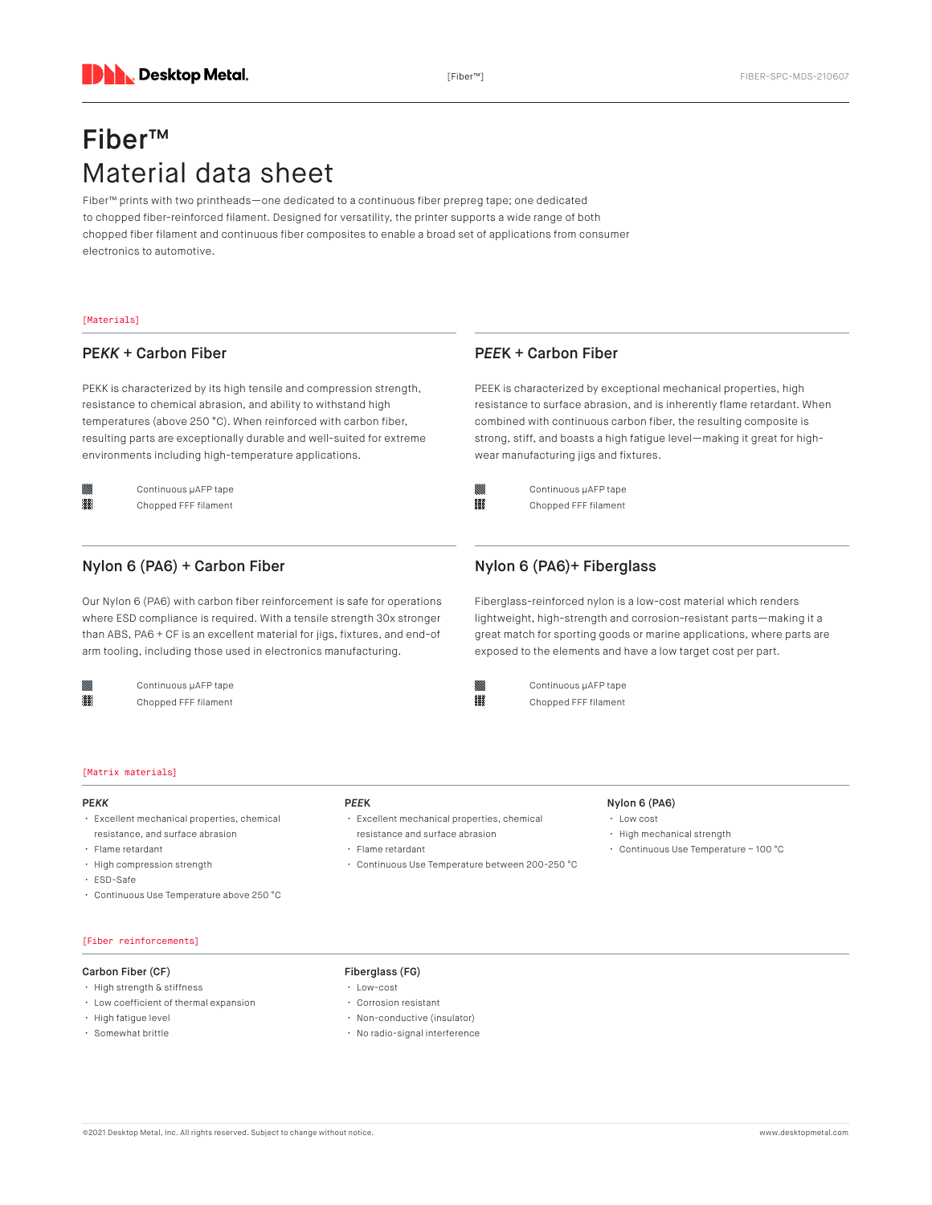# Fiber™
# Material data sheet

Fiber™ prints with two printheads—one dedicated to a continuous fiber prepreg tape; one dedicated to chopped fiber-reinforced filament. Designed for versatility, the printer supports a wide range of both chopped fiber filament and continuous fiber composites to enable a broad set of applications from consumer electronics to automotive.

[Materials]

## PEKK + Carbon Fiber

PEKK is characterized by its high tensile and compression strength, resistance to chemical abrasion, and ability to withstand high temperatures (above 250 °C). When reinforced with carbon fiber, resulting parts are exceptionally durable and well-suited for extreme environments including high-temperature applications.

- Continuous µAFP tape
- Chopped FFF filament

## PEEK + Carbon Fiber

PEEK is characterized by exceptional mechanical properties, high resistance to surface abrasion, and is inherently flame retardant. When combined with continuous carbon fiber, the resulting composite is strong, stiff, and boasts a high fatigue level—making it great for high-wear manufacturing jigs and fixtures.

- Continuous µAFP tape
- Chopped FFF filament

## Nylon 6 (PA6) + Carbon Fiber

Our Nylon 6 (PA6) with carbon fiber reinforcement is safe for operations where ESD compliance is required. With a tensile strength 30x stronger than ABS, PA6 + CF is an excellent material for jigs, fixtures, and end-of arm tooling, including those used in electronics manufacturing.

- Continuous µAFP tape
- Chopped FFF filament

## Nylon 6 (PA6)+ Fiberglass

Fiberglass-reinforced nylon is a low-cost material which renders lightweight, high-strength and corrosion-resistant parts—making it a great match for sporting goods or marine applications, where parts are exposed to the elements and have a low target cost per part.

- Continuous µAFP tape
- Chopped FFF filament

[Matrix materials]

### PEKK

- Excellent mechanical properties, chemical resistance, and surface abrasion
- Flame retardant
- High compression strength
- ESD-Safe
- Continuous Use Temperature above 250 °C

### PEEK

- Excellent mechanical properties, chemical resistance and surface abrasion
- Flame retardant
- Continuous Use Temperature between 200-250 °C

### Nylon 6 (PA6)

- Low cost
- High mechanical strength
- Continuous Use Temperature ~ 100 °C

[Fiber reinforcements]

### Carbon Fiber (CF)

- High strength & stiffness
- Low coefficient of thermal expansion
- High fatigue level
- Somewhat brittle

### Fiberglass (FG)

- Low-cost
- Corrosion resistant
- Non-conductive (insulator)
- No radio-signal interference

©2021 Desktop Metal, Inc. All rights reserved. Subject to change without notice.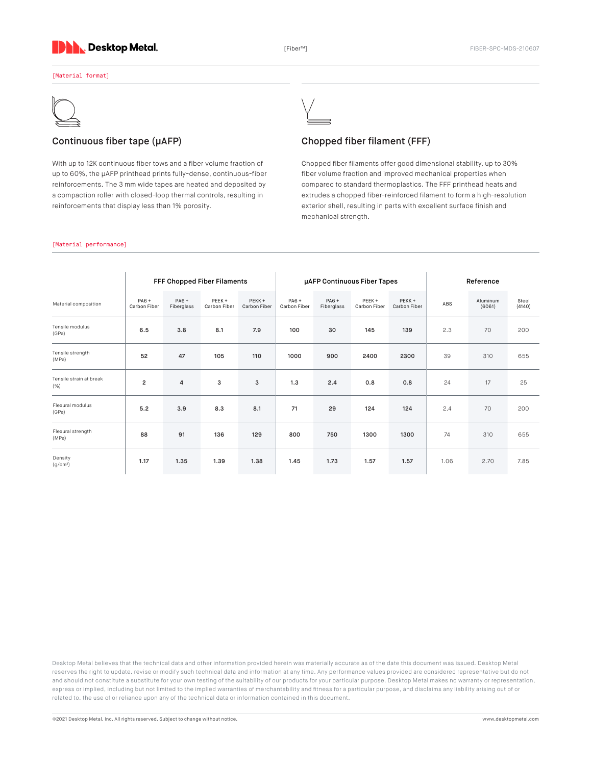[Material format]

## Continuous fiber tape (µAFP)

With up to 12K continuous fiber tows and a fiber volume fraction of up to 60%, the µAFP printhead prints fully-dense, continuous-fiber reinforcements. The 3 mm wide tapes are heated and deposited by a compaction roller with closed-loop thermal controls, resulting in reinforcements that display less than 1% porosity.

## Chopped fiber filament (FFF)

Chopped fiber filaments offer good dimensional stability, up to 30% fiber volume fraction and improved mechanical properties when compared to standard thermoplastics. The FFF printhead heats and extrudes a chopped fiber-reinforced filament to form a high-resolution exterior shell, resulting in parts with excellent surface finish and mechanical strength.

[Material performance]

| | FFF Chopped Fiber Filaments | | | | µAFP Continuous Fiber Tapes | | | | Reference | | |
|---|---|---|---|---|---|---|---|---|---|---|---|
| Material composition | PA6 + Carbon Fiber | PA6 + Fiberglass | PEEK + Carbon Fiber | PEKK + Carbon Fiber | PA6 + Carbon Fiber | PA6 + Fiberglass | PEEK + Carbon Fiber | PEKK + Carbon Fiber | ABS | Aluminum (6061) | Steel (4140) |
| Tensile modulus (GPa) | 6.5 | 3.8 | 8.1 | 7.9 | 100 | 30 | 145 | 139 | 2.3 | 70 | 200 |
| Tensile strength (MPa) | 52 | 47 | 105 | 110 | 1000 | 900 | 2400 | 2300 | 39 | 310 | 655 |
| Tensile strain at break (%) | 2 | 4 | 3 | 3 | 1.3 | 2.4 | 0.8 | 0.8 | 24 | 17 | 25 |
| Flexural modulus (GPa) | 5.2 | 3.9 | 8.3 | 8.1 | 71 | 29 | 124 | 124 | 2.4 | 70 | 200 |
| Flexural strength (MPa) | 88 | 91 | 136 | 129 | 800 | 750 | 1300 | 1300 | 74 | 310 | 655 |
| Density (g/cm³) | 1.17 | 1.35 | 1.39 | 1.38 | 1.45 | 1.73 | 1.57 | 1.57 | 1.06 | 2.70 | 7.85 |

Desktop Metal believes that the technical data and other information provided herein was materially accurate as of the date this document was issued. Desktop Metal reserves the right to update, revise or modify such technical data and information at any time. Any performance values provided are considered representative but do not and should not constitute a substitute for your own testing of the suitability of our products for your particular purpose. Desktop Metal makes no warranty or representation, express or implied, including but not limited to the implied warranties of merchantability and fitness for a particular purpose, and disclaims any liability arising out of or related to, the use of or reliance upon any of the technical data or information contained in this document.

©2021 Desktop Metal, Inc. All rights reserved. Subject to change without notice.

www.desktopmetal.com